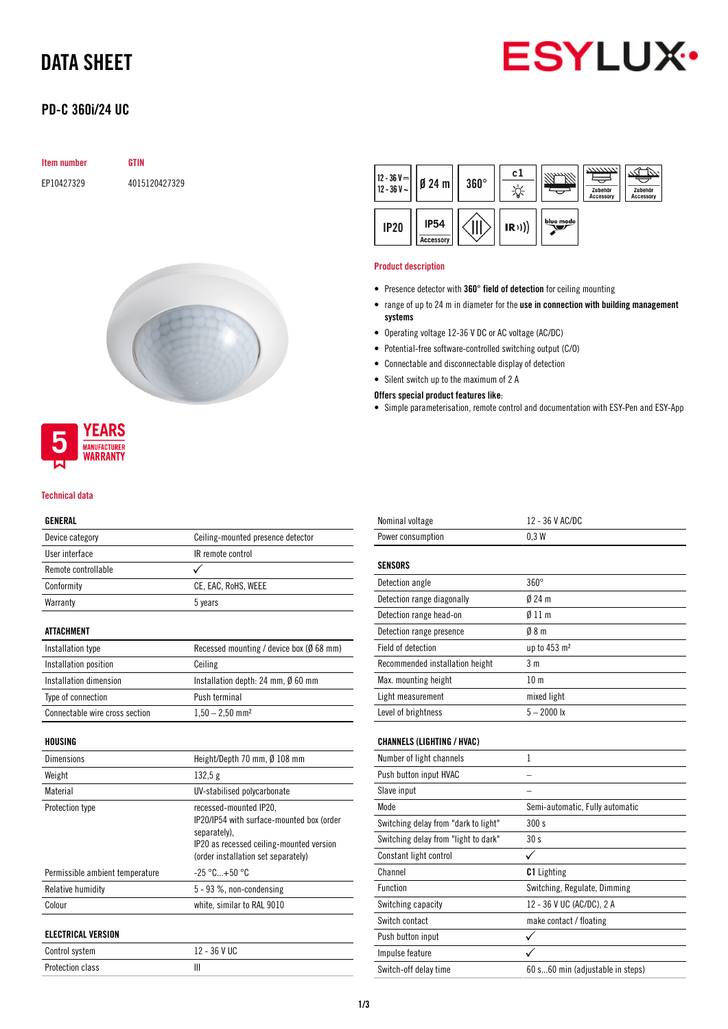# DATA SHEET

## PD-C 360i/24 UC

| Item number | GTIN |
|---|---|
| EP10427329 | 4015120427329 |

### Product description

- Presence detector with **360° field of detection** for ceiling mounting
- range of up to 24 m in diameter for the **use in connection with building management systems**
- Operating voltage 12-36 V DC or AC voltage (AC/DC)
- Potential-free software-controlled switching output (C/O)
- Connectable and disconnectable display of detection
- Silent switch up to the maximum of 2 A

**Offers special product features like:**

- Simple parameterisation, remote control and documentation with ESY-Pen and ESY-App

5 YEARS MANUFACTURER WARRANTY

### Technical data

| GENERAL | |
|---|---|
| Device category | Ceiling-mounted presence detector |
| User interface | IR remote control |
| Remote controllable | ✓ |
| Conformity | CE, EAC, RoHS, WEEE |
| Warranty | 5 years |

| ATTACHMENT | |
|---|---|
| Installation type | Recessed mounting / device box (Ø 68 mm) |
| Installation position | Ceiling |
| Installation dimension | Installation depth: 24 mm, Ø 60 mm |
| Type of connection | Push terminal |
| Connectable wire cross section | 1,50 – 2,50 mm² |

| HOUSING | |
|---|---|
| Dimensions | Height/Depth 70 mm, Ø 108 mm |
| Weight | 132,5 g |
| Material | UV-stabilised polycarbonate |
| Protection type | recessed-mounted IP20, IP20/IP54 with surface-mounted box (order separately), IP20 as recessed ceiling-mounted version (order installation set separately) |
| Permissible ambient temperature | -25 °C...+50 °C |
| Relative humidity | 5 - 93 %, non-condensing |
| Colour | white, similar to RAL 9010 |

| ELECTRICAL VERSION | |
|---|---|
| Control system | 12 - 36 V UC |
| Protection class | III |
| Nominal voltage | 12 - 36 V AC/DC |
| Power consumption | 0,3 W |

| SENSORS | |
|---|---|
| Detection angle | 360° |
| Detection range diagonally | Ø 24 m |
| Detection range head-on | Ø 11 m |
| Detection range presence | Ø 8 m |
| Field of detection | up to 453 m² |
| Recommended installation height | 3 m |
| Max. mounting height | 10 m |
| Light measurement | mixed light |
| Level of brightness | 5 – 2000 lx |

| CHANNELS (LIGHTING / HVAC) | |
|---|---|
| Number of light channels | 1 |
| Push button input HVAC | – |
| Slave input | – |
| Mode | Semi-automatic, Fully automatic |
| Switching delay from "dark to light" | 300 s |
| Switching delay from "light to dark" | 30 s |
| Constant light control | ✓ |
| Channel | **C1** Lighting |
| Function | Switching, Regulate, Dimming |
| Switching capacity | 12 - 36 V UC (AC/DC), 2 A |
| Switch contact | make contact / floating |
| Push button input | ✓ |
| Impulse feature | ✓ |
| Switch-off delay time | 60 s...60 min (adjustable in steps) |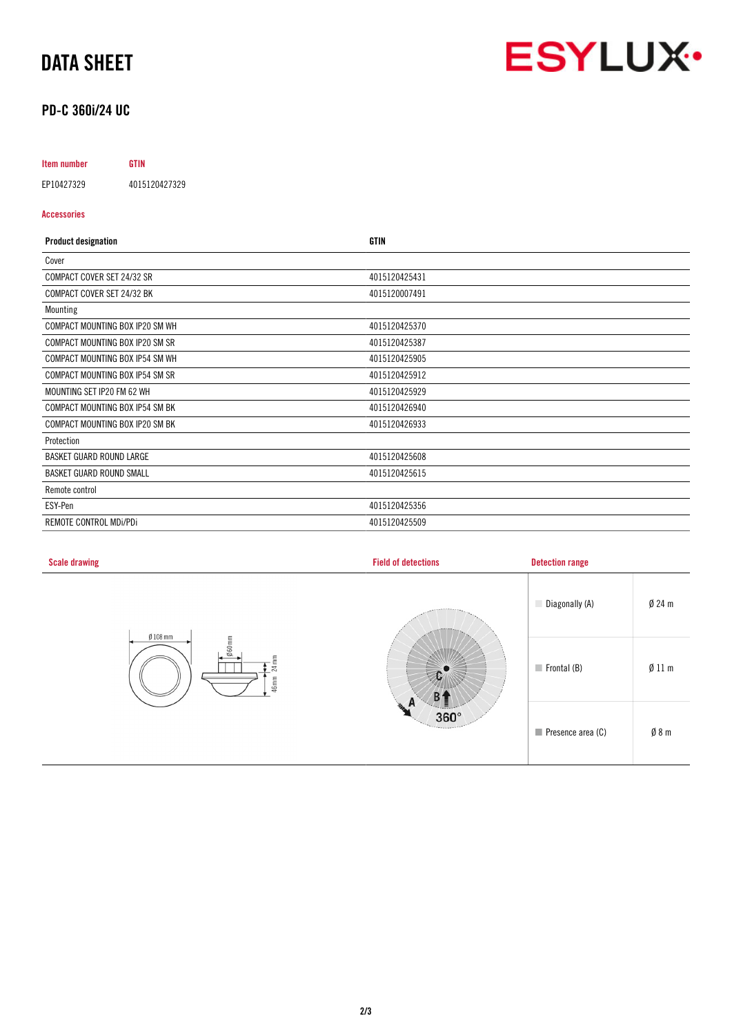# DATA SHEET

## PD-C 360i/24 UC

| Item number | GTIN |
|---|---|
| EP10427329 | 4015120427329 |

### Accessories

| Product designation | GTIN |
|---|---|
| Cover | |
| COMPACT COVER SET 24/32 SR | 4015120425431 |
| COMPACT COVER SET 24/32 BK | 4015120007491 |
| Mounting | |
| COMPACT MOUNTING BOX IP20 SM WH | 4015120425370 |
| COMPACT MOUNTING BOX IP20 SM SR | 4015120425387 |
| COMPACT MOUNTING BOX IP54 SM WH | 4015120425905 |
| COMPACT MOUNTING BOX IP54 SM SR | 4015120425912 |
| MOUNTING SET IP20 FM 62 WH | 4015120425929 |
| COMPACT MOUNTING BOX IP54 SM BK | 4015120426940 |
| COMPACT MOUNTING BOX IP20 SM BK | 4015120426933 |
| Protection | |
| BASKET GUARD ROUND LARGE | 4015120425608 |
| BASKET GUARD ROUND SMALL | 4015120425615 |
| Remote control | |
| ESY-Pen | 4015120425356 |
| REMOTE CONTROL MDi/PDi | 4015120425509 |

### Scale drawing

Ø 108 mm, Ø 60 mm, 24 mm, 46 mm

### Field of detections

A, B, C, 360°

### Detection range

| Detection range | |
|---|---|
| Diagonally (A) | Ø 24 m |
| Frontal (B) | Ø 11 m |
| Presence area (C) | Ø 8 m |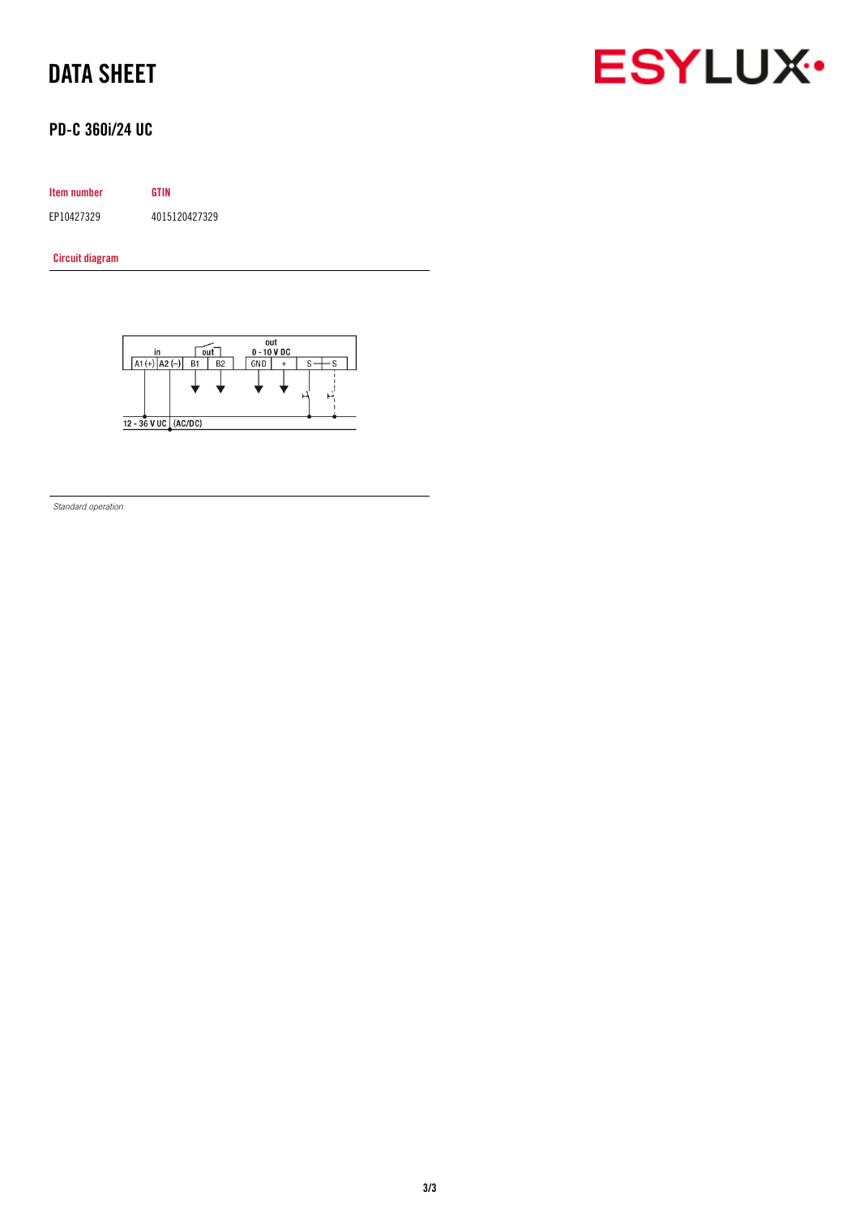# DATA SHEET

ESYLUX

## PD-C 360i/24 UC

| Item number | GTIN |
| --- | --- |
| EP10427329 | 4015120427329 |

### Circuit diagram

in
out
out
0 - 10 V DC
A1 (+)
A2 (–)
B1
B2
GND
+
S
S
12 - 36 V UC
(AC/DC)

*Standard operation*